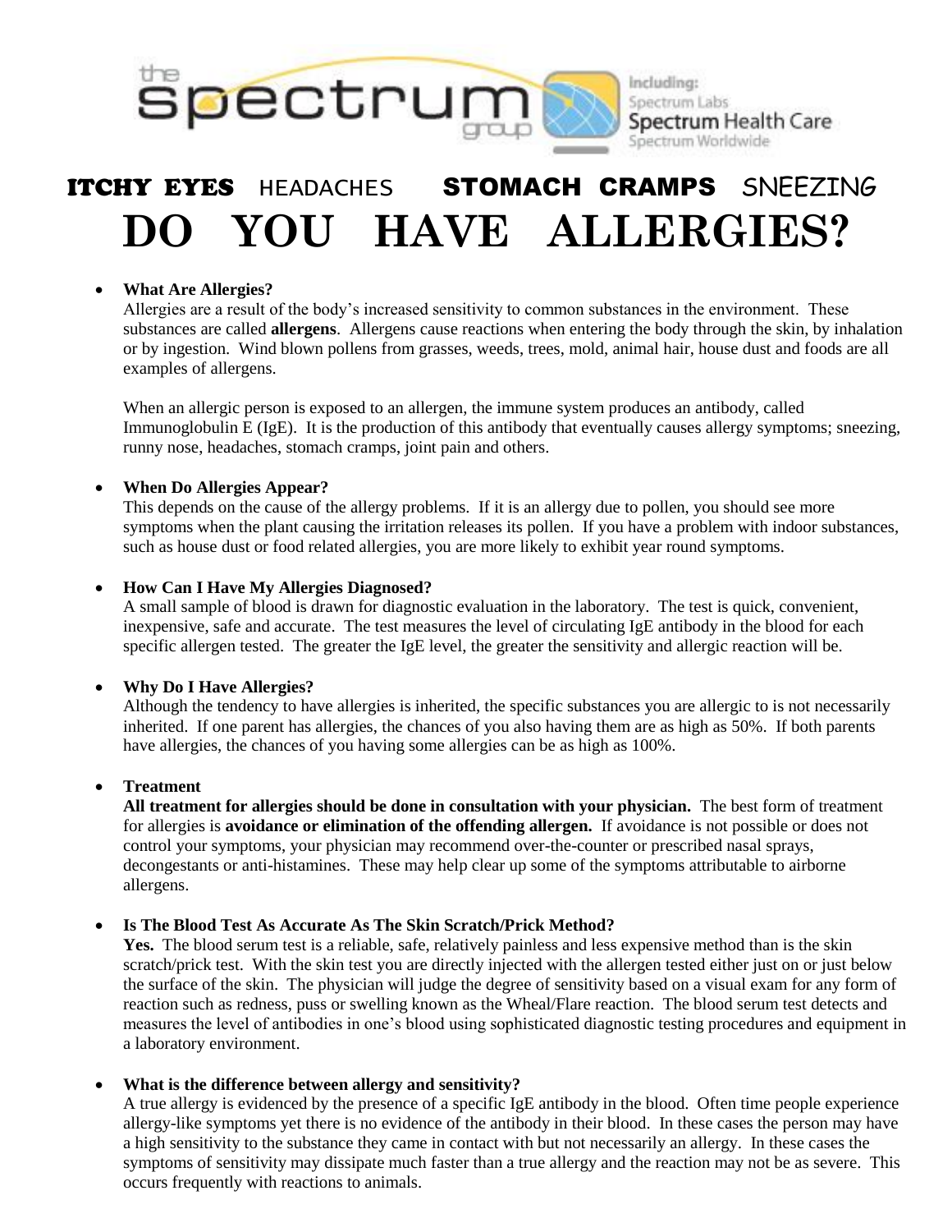the spectrum group

Including:
Spectrum Labs
Spectrum Health Care
Spectrum Worldwide

**ITCHY EYES** HEADACHES **STOMACH CRAMPS** SNEEZING

# DO YOU HAVE ALLERGIES?

- **What Are Allergies?**

  Allergies are a result of the body's increased sensitivity to common substances in the environment. These substances are called **allergens**. Allergens cause reactions when entering the body through the skin, by inhalation or by ingestion. Wind blown pollens from grasses, weeds, trees, mold, animal hair, house dust and foods are all examples of allergens.

  When an allergic person is exposed to an allergen, the immune system produces an antibody, called Immunoglobulin E (IgE). It is the production of this antibody that eventually causes allergy symptoms; sneezing, runny nose, headaches, stomach cramps, joint pain and others.

- **When Do Allergies Appear?**

  This depends on the cause of the allergy problems. If it is an allergy due to pollen, you should see more symptoms when the plant causing the irritation releases its pollen. If you have a problem with indoor substances, such as house dust or food related allergies, you are more likely to exhibit year round symptoms.

- **How Can I Have My Allergies Diagnosed?**

  A small sample of blood is drawn for diagnostic evaluation in the laboratory. The test is quick, convenient, inexpensive, safe and accurate. The test measures the level of circulating IgE antibody in the blood for each specific allergen tested. The greater the IgE level, the greater the sensitivity and allergic reaction will be.

- **Why Do I Have Allergies?**

  Although the tendency to have allergies is inherited, the specific substances you are allergic to is not necessarily inherited. If one parent has allergies, the chances of you also having them are as high as 50%. If both parents have allergies, the chances of you having some allergies can be as high as 100%.

- **Treatment**

  **All treatment for allergies should be done in consultation with your physician.** The best form of treatment for allergies is **avoidance or elimination of the offending allergen.** If avoidance is not possible or does not control your symptoms, your physician may recommend over-the-counter or prescribed nasal sprays, decongestants or anti-histamines. These may help clear up some of the symptoms attributable to airborne allergens.

- **Is The Blood Test As Accurate As The Skin Scratch/Prick Method?**

  **Yes.** The blood serum test is a reliable, safe, relatively painless and less expensive method than is the skin scratch/prick test. With the skin test you are directly injected with the allergen tested either just on or just below the surface of the skin. The physician will judge the degree of sensitivity based on a visual exam for any form of reaction such as redness, puss or swelling known as the Wheal/Flare reaction. The blood serum test detects and measures the level of antibodies in one's blood using sophisticated diagnostic testing procedures and equipment in a laboratory environment.

- **What is the difference between allergy and sensitivity?**

  A true allergy is evidenced by the presence of a specific IgE antibody in the blood. Often time people experience allergy-like symptoms yet there is no evidence of the antibody in their blood. In these cases the person may have a high sensitivity to the substance they came in contact with but not necessarily an allergy. In these cases the symptoms of sensitivity may dissipate much faster than a true allergy and the reaction may not be as severe. This occurs frequently with reactions to animals.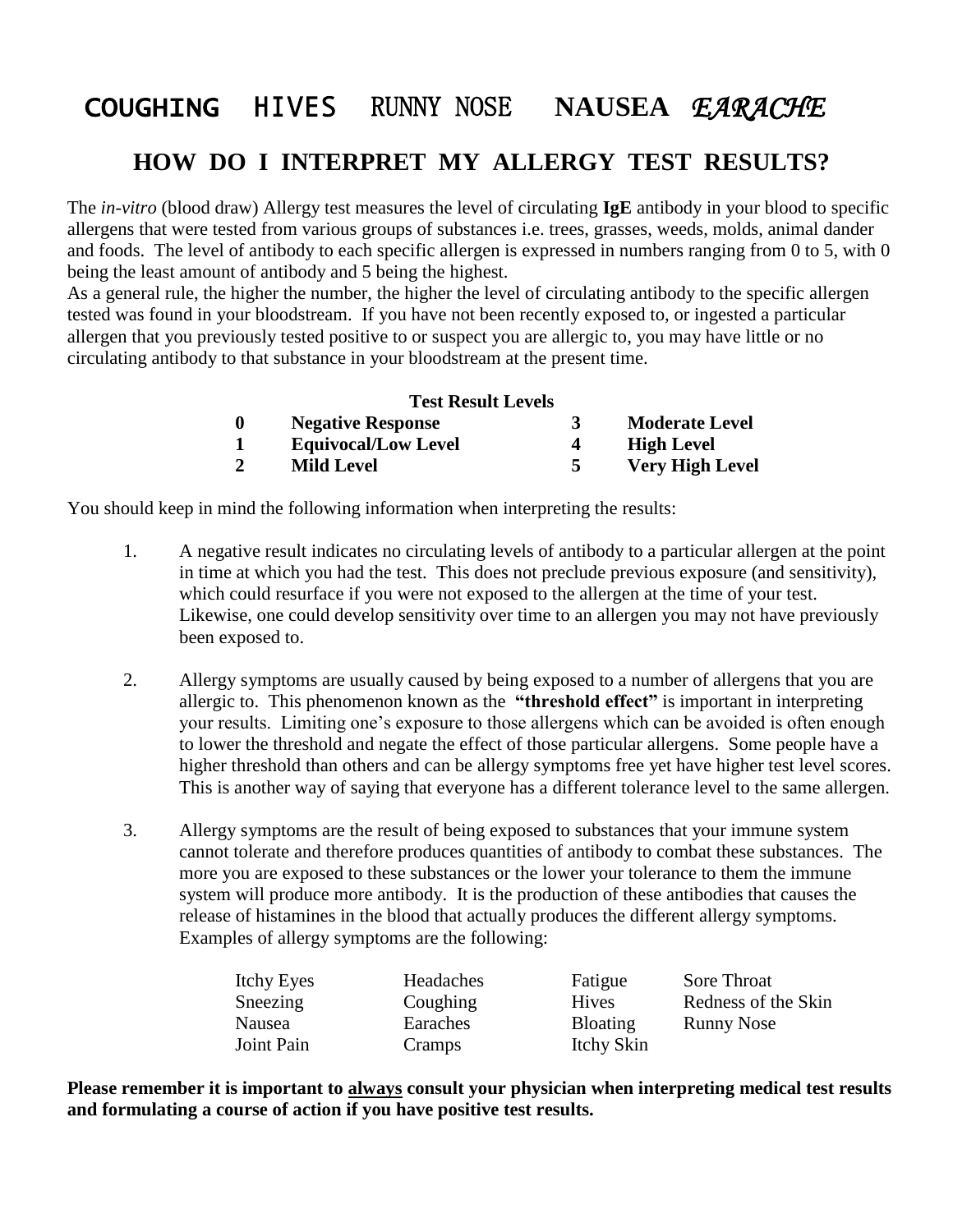COUGHING HIVES RUNNY NOSE **NAUSEA** *EARACHE*

## HOW DO I INTERPRET MY ALLERGY TEST RESULTS?

The *in-vitro* (blood draw) Allergy test measures the level of circulating **IgE** antibody in your blood to specific allergens that were tested from various groups of substances i.e. trees, grasses, weeds, molds, animal dander and foods. The level of antibody to each specific allergen is expressed in numbers ranging from 0 to 5, with 0 being the least amount of antibody and 5 being the highest.

As a general rule, the higher the number, the higher the level of circulating antibody to the specific allergen tested was found in your bloodstream. If you have not been recently exposed to, or ingested a particular allergen that you previously tested positive to or suspect you are allergic to, you may have little or no circulating antibody to that substance in your bloodstream at the present time.

**Test Result Levels**

| | | | |
|---|---|---|---|
| **0** | **Negative Response** | **3** | **Moderate Level** |
| **1** | **Equivocal/Low Level** | **4** | **High Level** |
| **2** | **Mild Level** | **5** | **Very High Level** |

You should keep in mind the following information when interpreting the results:

1. A negative result indicates no circulating levels of antibody to a particular allergen at the point in time at which you had the test. This does not preclude previous exposure (and sensitivity), which could resurface if you were not exposed to the allergen at the time of your test. Likewise, one could develop sensitivity over time to an allergen you may not have previously been exposed to.

2. Allergy symptoms are usually caused by being exposed to a number of allergens that you are allergic to. This phenomenon known as the **"threshold effect"** is important in interpreting your results. Limiting one's exposure to those allergens which can be avoided is often enough to lower the threshold and negate the effect of those particular allergens. Some people have a higher threshold than others and can be allergy symptoms free yet have higher test level scores. This is another way of saying that everyone has a different tolerance level to the same allergen.

3. Allergy symptoms are the result of being exposed to substances that your immune system cannot tolerate and therefore produces quantities of antibody to combat these substances. The more you are exposed to these substances or the lower your tolerance to them the immune system will produce more antibody. It is the production of these antibodies that causes the release of histamines in the blood that actually produces the different allergy symptoms. Examples of allergy symptoms are the following:

| | | | |
|---|---|---|---|
| Itchy Eyes | Headaches | Fatigue | Sore Throat |
| Sneezing | Coughing | Hives | Redness of the Skin |
| Nausea | Earaches | Bloating | Runny Nose |
| Joint Pain | Cramps | Itchy Skin | |

**Please remember it is important to <u>always</u> consult your physician when interpreting medical test results and formulating a course of action if you have positive test results.**